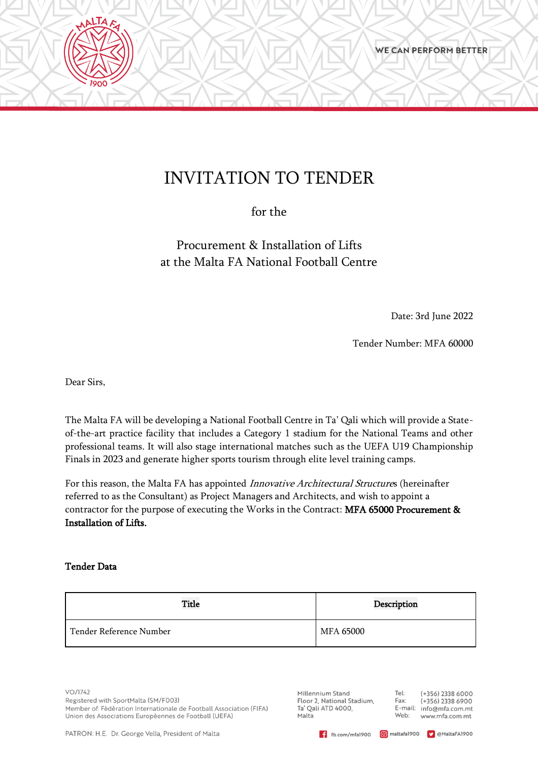# INVITATION TO TENDER

for the

Procurement & Installation of Lifts
at the Malta FA National Football Centre

Date: 3rd June 2022

Tender Number: MFA 60000

Dear Sirs,

The Malta FA will be developing a National Football Centre in Ta' Qali which will provide a State-of-the-art practice facility that includes a Category 1 stadium for the National Teams and other professional teams. It will also stage international matches such as the UEFA U19 Championship Finals in 2023 and generate higher sports tourism through elite level training camps.

For this reason, the Malta FA has appointed *Innovative Architectural Structure*s (hereinafter referred to as the Consultant) as Project Managers and Architects, and wish to appoint a contractor for the purpose of executing the Works in the Contract: **MFA 65000 Procurement & Installation of Lifts.**

**Tender Data**

| Title | Description |
|---|---|
| Tender Reference Number | MFA 65000 |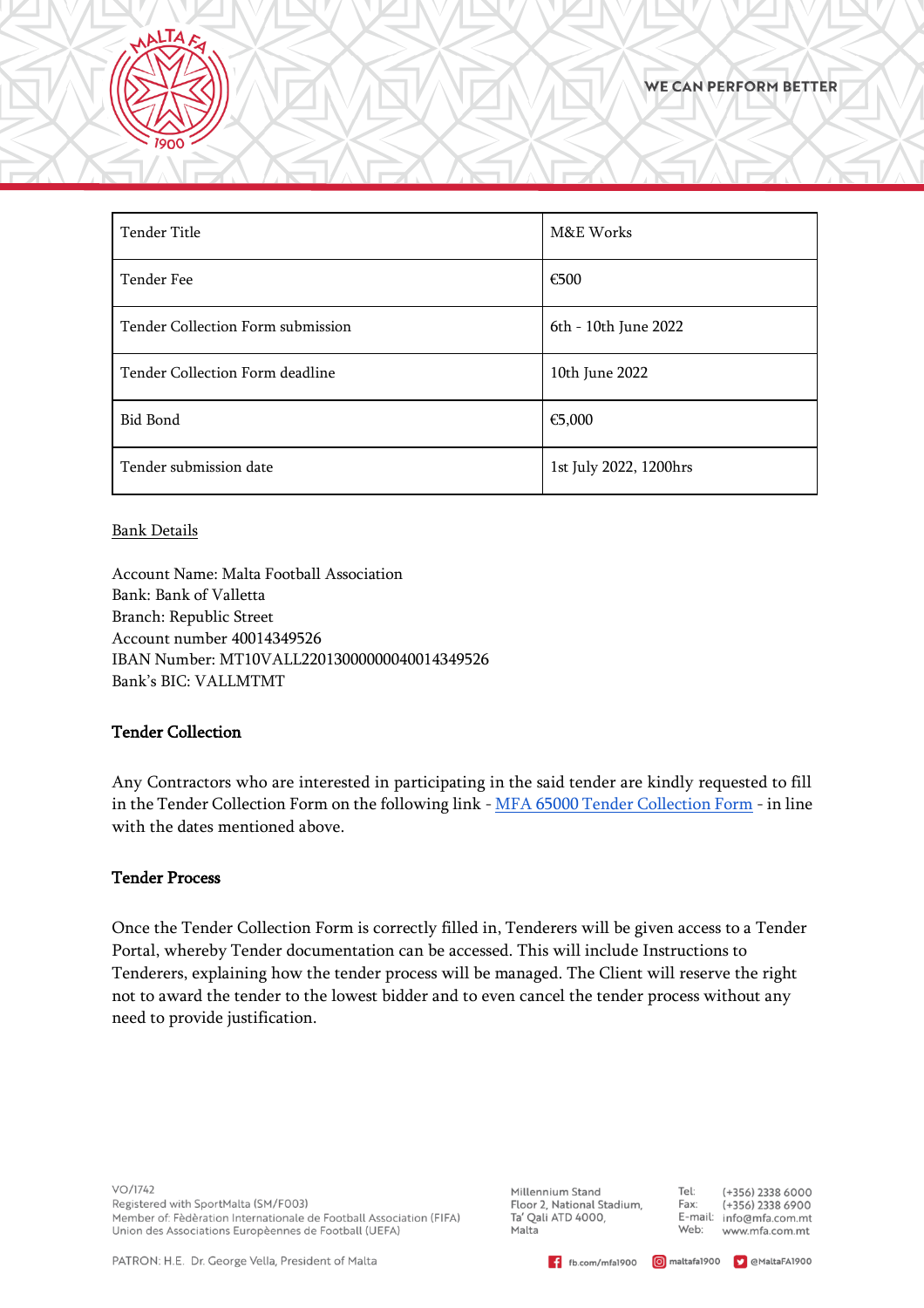| | |
|---|---|
| Tender Title | M&E Works |
| Tender Fee | €500 |
| Tender Collection Form submission | 6th - 10th June 2022 |
| Tender Collection Form deadline | 10th June 2022 |
| Bid Bond | €5,000 |
| Tender submission date | 1st July 2022, 1200hrs |

<u>Bank Details</u>

Account Name: Malta Football Association
Bank: Bank of Valletta
Branch: Republic Street
Account number 40014349526
IBAN Number: MT10VALL22013000000040014349526
Bank's BIC: VALLMTMT

**Tender Collection**

Any Contractors who are interested in participating in the said tender are kindly requested to fill in the Tender Collection Form on the following link - MFA 65000 Tender Collection Form - in line with the dates mentioned above.

**Tender Process**

Once the Tender Collection Form is correctly filled in, Tenderers will be given access to a Tender Portal, whereby Tender documentation can be accessed. This will include Instructions to Tenderers, explaining how the tender process will be managed. The Client will reserve the right not to award the tender to the lowest bidder and to even cancel the tender process without any need to provide justification.